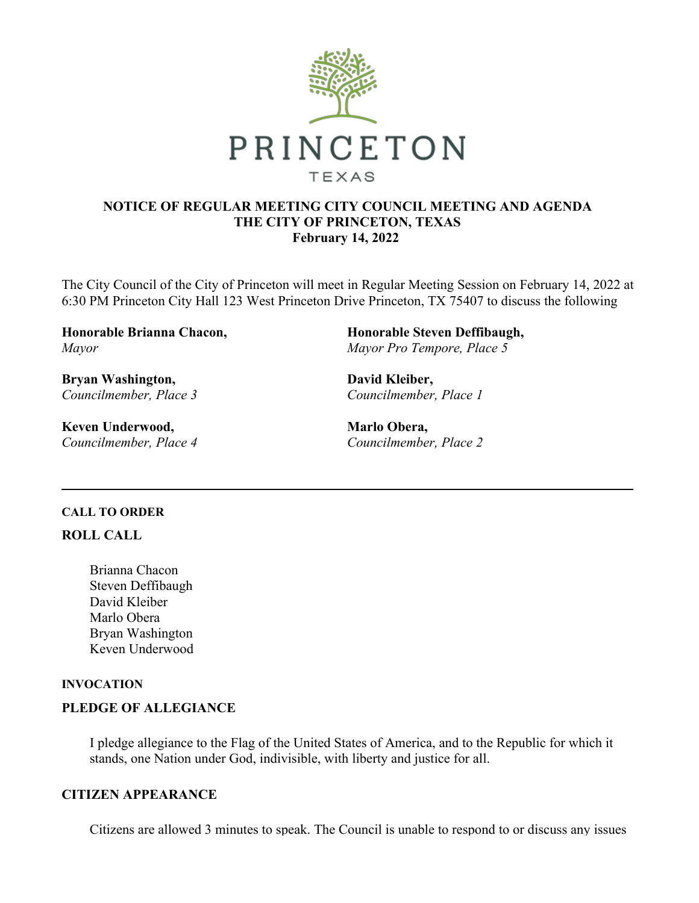PRINCETON

TEXAS

**NOTICE OF REGULAR MEETING CITY COUNCIL MEETING AND AGENDA**
**THE CITY OF PRINCETON, TEXAS**
**February 14, 2022**

The City Council of the City of Princeton will meet in Regular Meeting Session on February 14, 2022 at 6:30 PM Princeton City Hall 123 West Princeton Drive Princeton, TX 75407 to discuss the following

**Honorable Brianna Chacon,**
*Mayor*

**Honorable Steven Deffibaugh,**
*Mayor Pro Tempore, Place 5*

**Bryan Washington,**
*Councilmember, Place 3*

**David Kleiber,**
*Councilmember, Place 1*

**Keven Underwood,**
*Councilmember, Place 4*

**Marlo Obera,**
*Councilmember, Place 2*

---

### CALL TO ORDER

### ROLL CALL

Brianna Chacon
Steven Deffibaugh
David Kleiber
Marlo Obera
Bryan Washington
Keven Underwood

### INVOCATION

### PLEDGE OF ALLEGIANCE

I pledge allegiance to the Flag of the United States of America, and to the Republic for which it stands, one Nation under God, indivisible, with liberty and justice for all.

### CITIZEN APPEARANCE

Citizens are allowed 3 minutes to speak. The Council is unable to respond to or discuss any issues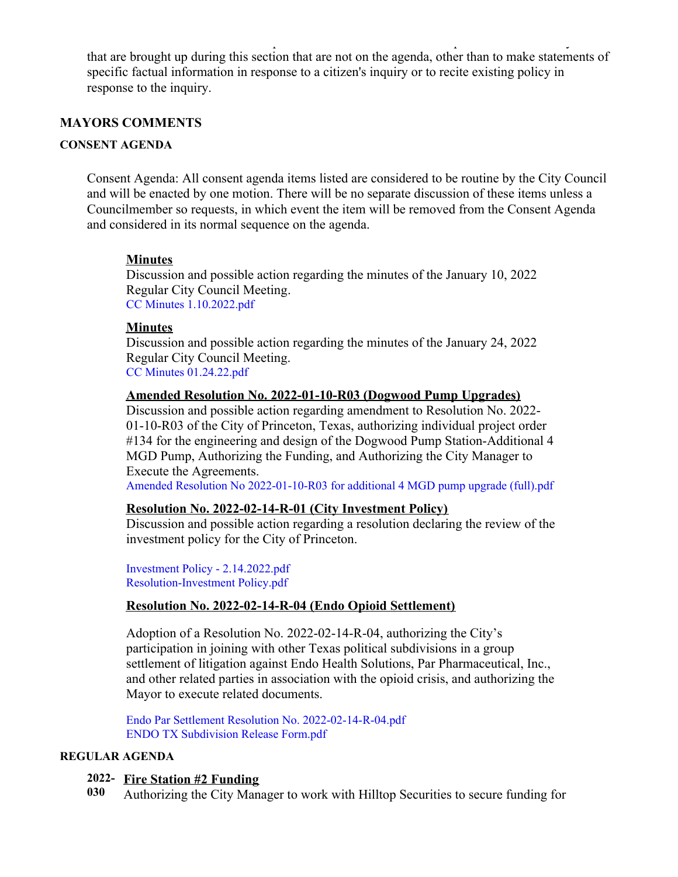that are brought up during this section that are not on the agenda, other than to make statements of specific factual information in response to a citizen's inquiry or to recite existing policy in response to the inquiry.

## MAYORS COMMENTS

### CONSENT AGENDA

Consent Agenda: All consent agenda items listed are considered to be routine by the City Council and will be enacted by one motion. There will be no separate discussion of these items unless a Councilmember so requests, in which event the item will be removed from the Consent Agenda and considered in its normal sequence on the agenda.

**Minutes**
Discussion and possible action regarding the minutes of the January 10, 2022 Regular City Council Meeting.
CC Minutes 1.10.2022.pdf

**Minutes**
Discussion and possible action regarding the minutes of the January 24, 2022 Regular City Council Meeting.
CC Minutes 01.24.22.pdf

**Amended Resolution No. 2022-01-10-R03 (Dogwood Pump Upgrades)**
Discussion and possible action regarding amendment to Resolution No. 2022-01-10-R03 of the City of Princeton, Texas, authorizing individual project order #134 for the engineering and design of the Dogwood Pump Station-Additional 4 MGD Pump, Authorizing the Funding, and Authorizing the City Manager to Execute the Agreements.
Amended Resolution No 2022-01-10-R03 for additional 4 MGD pump upgrade (full).pdf

**Resolution No. 2022-02-14-R-01 (City Investment Policy)**
Discussion and possible action regarding a resolution declaring the review of the investment policy for the City of Princeton.

Investment Policy - 2.14.2022.pdf
Resolution-Investment Policy.pdf

**Resolution No. 2022-02-14-R-04 (Endo Opioid Settlement)**

Adoption of a Resolution No. 2022-02-14-R-04, authorizing the City's participation in joining with other Texas political subdivisions in a group settlement of litigation against Endo Health Solutions, Par Pharmaceutical, Inc., and other related parties in association with the opioid crisis, and authorizing the Mayor to execute related documents.

Endo Par Settlement Resolution No. 2022-02-14-R-04.pdf
ENDO TX Subdivision Release Form.pdf

### REGULAR AGENDA

**2022-030** **Fire Station #2 Funding**
Authorizing the City Manager to work with Hilltop Securities to secure funding for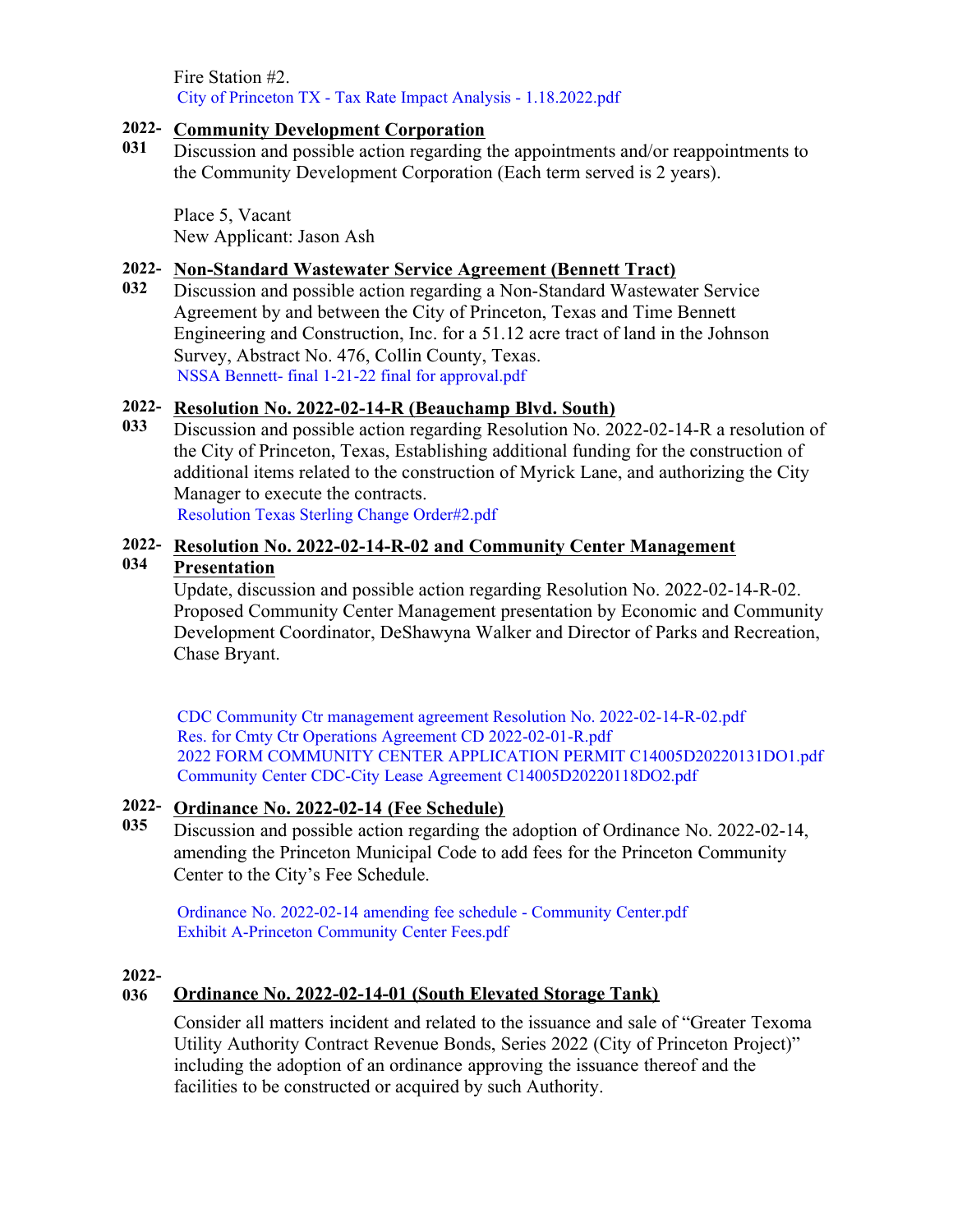Fire Station #2.
City of Princeton TX - Tax Rate Impact Analysis - 1.18.2022.pdf

**2022-031** **Community Development Corporation**

Discussion and possible action regarding the appointments and/or reappointments to the Community Development Corporation (Each term served is 2 years).

Place 5, Vacant
New Applicant: Jason Ash

**2022-032** **Non-Standard Wastewater Service Agreement (Bennett Tract)**

Discussion and possible action regarding a Non-Standard Wastewater Service Agreement by and between the City of Princeton, Texas and Time Bennett Engineering and Construction, Inc. for a 51.12 acre tract of land in the Johnson Survey, Abstract No. 476, Collin County, Texas.
NSSA Bennett- final 1-21-22 final for approval.pdf

**2022-033** **Resolution No. 2022-02-14-R (Beauchamp Blvd. South)**

Discussion and possible action regarding Resolution No. 2022-02-14-R a resolution of the City of Princeton, Texas, Establishing additional funding for the construction of additional items related to the construction of Myrick Lane, and authorizing the City Manager to execute the contracts.
Resolution Texas Sterling Change Order#2.pdf

**2022-034** **Resolution No. 2022-02-14-R-02 and Community Center Management Presentation**

Update, discussion and possible action regarding Resolution No. 2022-02-14-R-02. Proposed Community Center Management presentation by Economic and Community Development Coordinator, DeShawyna Walker and Director of Parks and Recreation, Chase Bryant.

CDC Community Ctr management agreement Resolution No. 2022-02-14-R-02.pdf
Res. for Cmty Ctr Operations Agreement CD 2022-02-01-R.pdf
2022 FORM COMMUNITY CENTER APPLICATION PERMIT C14005D20220131DO1.pdf
Community Center CDC-City Lease Agreement C14005D20220118DO2.pdf

**2022-035** **Ordinance No. 2022-02-14 (Fee Schedule)**

Discussion and possible action regarding the adoption of Ordinance No. 2022-02-14, amending the Princeton Municipal Code to add fees for the Princeton Community Center to the City's Fee Schedule.

Ordinance No. 2022-02-14 amending fee schedule - Community Center.pdf
Exhibit A-Princeton Community Center Fees.pdf

**2022-036** **Ordinance No. 2022-02-14-01 (South Elevated Storage Tank)**

Consider all matters incident and related to the issuance and sale of "Greater Texoma Utility Authority Contract Revenue Bonds, Series 2022 (City of Princeton Project)" including the adoption of an ordinance approving the issuance thereof and the facilities to be constructed or acquired by such Authority.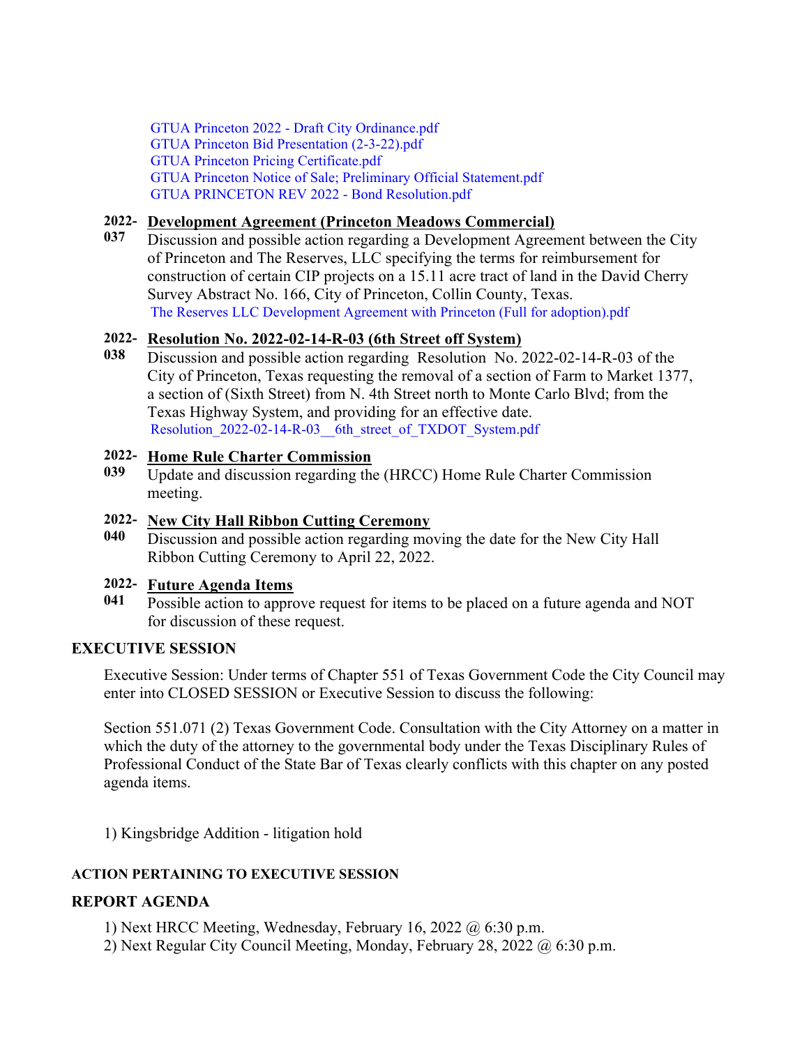GTUA Princeton 2022 - Draft City Ordinance.pdf
GTUA Princeton Bid Presentation (2-3-22).pdf
GTUA Princeton Pricing Certificate.pdf
GTUA Princeton Notice of Sale; Preliminary Official Statement.pdf
GTUA PRINCETON REV 2022 - Bond Resolution.pdf

**2022-037** **Development Agreement (Princeton Meadows Commercial)**

Discussion and possible action regarding a Development Agreement between the City of Princeton and The Reserves, LLC specifying the terms for reimbursement for construction of certain CIP projects on a 15.11 acre tract of land in the David Cherry Survey Abstract No. 166, City of Princeton, Collin County, Texas.
The Reserves LLC Development Agreement with Princeton (Full for adoption).pdf

**2022-038** **Resolution No. 2022-02-14-R-03 (6th Street off System)**

Discussion and possible action regarding Resolution No. 2022-02-14-R-03 of the City of Princeton, Texas requesting the removal of a section of Farm to Market 1377, a section of (Sixth Street) from N. 4th Street north to Monte Carlo Blvd; from the Texas Highway System, and providing for an effective date.
Resolution_2022-02-14-R-03__6th_street_of_TXDOT_System.pdf

**2022-039** **Home Rule Charter Commission**

Update and discussion regarding the (HRCC) Home Rule Charter Commission meeting.

**2022-040** **New City Hall Ribbon Cutting Ceremony**

Discussion and possible action regarding moving the date for the New City Hall Ribbon Cutting Ceremony to April 22, 2022.

**2022-041** **Future Agenda Items**

Possible action to approve request for items to be placed on a future agenda and NOT for discussion of these request.

## EXECUTIVE SESSION

Executive Session: Under terms of Chapter 551 of Texas Government Code the City Council may enter into CLOSED SESSION or Executive Session to discuss the following:

Section 551.071 (2) Texas Government Code. Consultation with the City Attorney on a matter in which the duty of the attorney to the governmental body under the Texas Disciplinary Rules of Professional Conduct of the State Bar of Texas clearly conflicts with this chapter on any posted agenda items.

1) Kingsbridge Addition - litigation hold

### ACTION PERTAINING TO EXECUTIVE SESSION

## REPORT AGENDA

1) Next HRCC Meeting, Wednesday, February 16, 2022 @ 6:30 p.m.
2) Next Regular City Council Meeting, Monday, February 28, 2022 @ 6:30 p.m.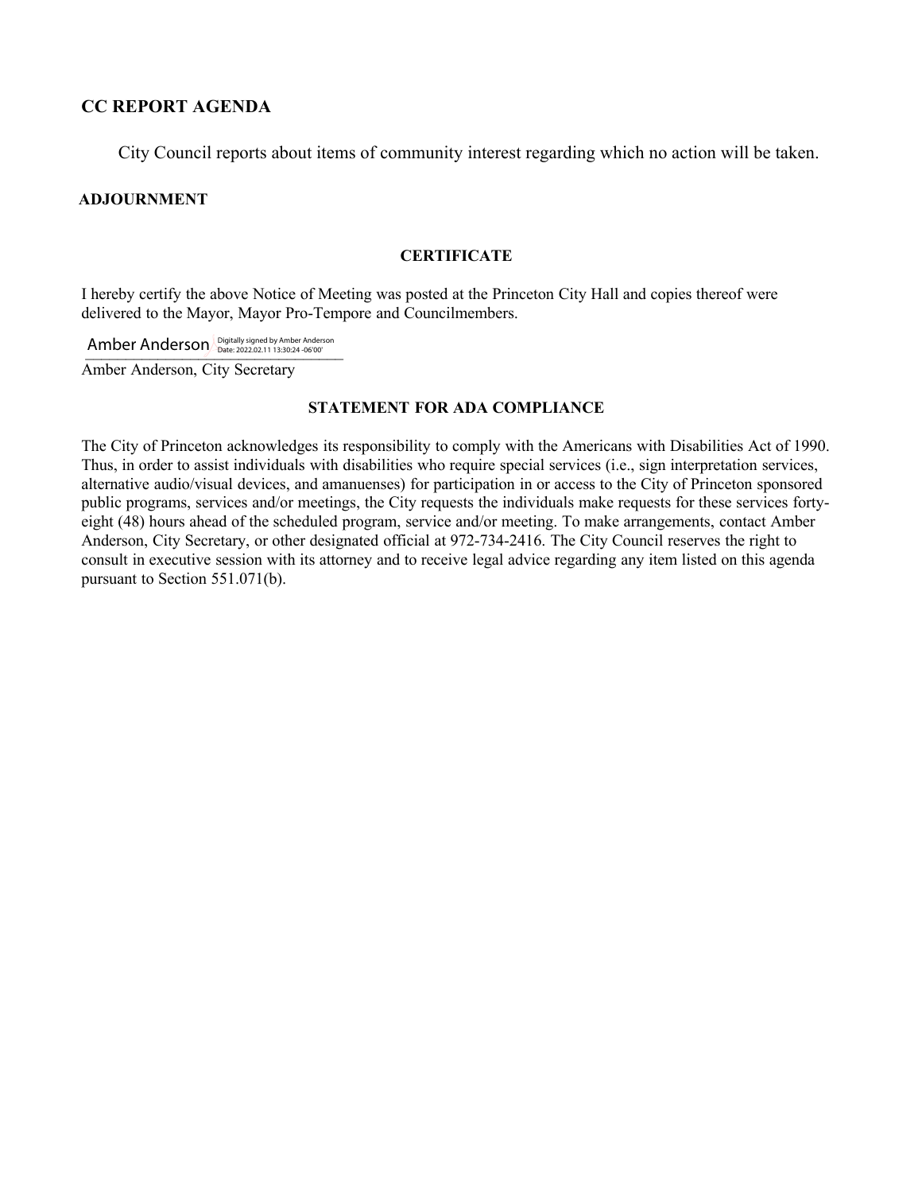## CC REPORT AGENDA

City Council reports about items of community interest regarding which no action will be taken.

## ADJOURNMENT

### CERTIFICATE

I hereby certify the above Notice of Meeting was posted at the Princeton City Hall and copies thereof were delivered to the Mayor, Mayor Pro-Tempore and Councilmembers.

Amber Anderson Digitally signed by Amber Anderson Date: 2022.02.11 13:30:24 -06'00'

Amber Anderson, City Secretary

### STATEMENT FOR ADA COMPLIANCE

The City of Princeton acknowledges its responsibility to comply with the Americans with Disabilities Act of 1990. Thus, in order to assist individuals with disabilities who require special services (i.e., sign interpretation services, alternative audio/visual devices, and amanuenses) for participation in or access to the City of Princeton sponsored public programs, services and/or meetings, the City requests the individuals make requests for these services forty-eight (48) hours ahead of the scheduled program, service and/or meeting. To make arrangements, contact Amber Anderson, City Secretary, or other designated official at 972-734-2416. The City Council reserves the right to consult in executive session with its attorney and to receive legal advice regarding any item listed on this agenda pursuant to Section 551.071(b).